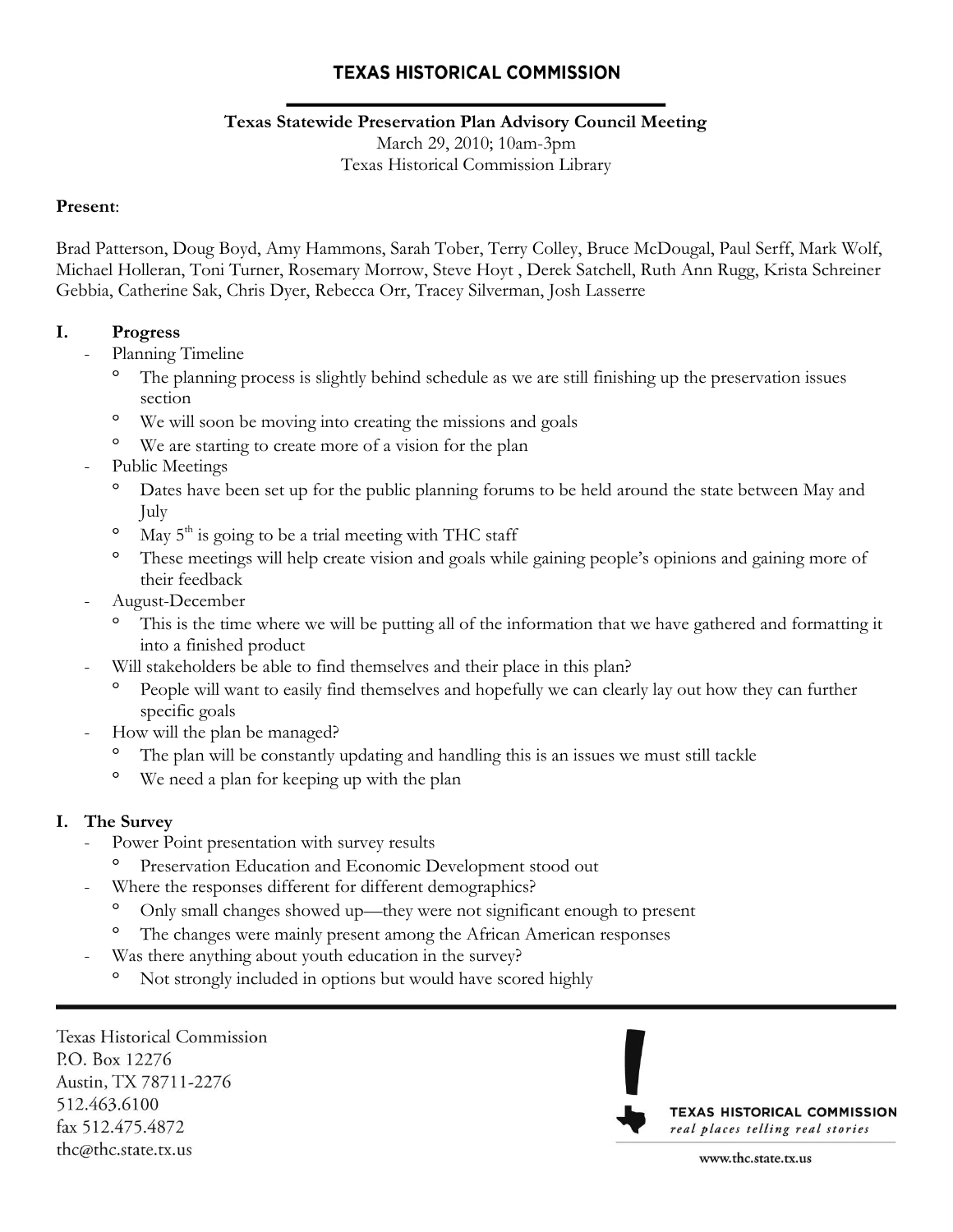## TEXAS HISTORICAL COMMISSION

**Texas Statewide Preservation Plan Advisory Council Meeting**
March 29, 2010; 10am-3pm
Texas Historical Commission Library

**Present**:

Brad Patterson, Doug Boyd, Amy Hammons, Sarah Tober, Terry Colley, Bruce McDougal, Paul Serff, Mark Wolf, Michael Holleran, Toni Turner, Rosemary Morrow, Steve Hoyt , Derek Satchell, Ruth Ann Rugg, Krista Schreiner Gebbia, Catherine Sak, Chris Dyer, Rebecca Orr, Tracey Silverman, Josh Lasserre

**I. Progress**

- Planning Timeline
  - The planning process is slightly behind schedule as we are still finishing up the preservation issues section
  - We will soon be moving into creating the missions and goals
  - We are starting to create more of a vision for the plan
- Public Meetings
  - Dates have been set up for the public planning forums to be held around the state between May and July
  - May 5th is going to be a trial meeting with THC staff
  - These meetings will help create vision and goals while gaining people's opinions and gaining more of their feedback
- August-December
  - This is the time where we will be putting all of the information that we have gathered and formatting it into a finished product
- Will stakeholders be able to find themselves and their place in this plan?
  - People will want to easily find themselves and hopefully we can clearly lay out how they can further specific goals
- How will the plan be managed?
  - The plan will be constantly updating and handling this is an issues we must still tackle
  - We need a plan for keeping up with the plan

**I. The Survey**

- Power Point presentation with survey results
  - Preservation Education and Economic Development stood out
- Where the responses different for different demographics?
  - Only small changes showed up—they were not significant enough to present
  - The changes were mainly present among the African American responses
- Was there anything about youth education in the survey?
  - Not strongly included in options but would have scored highly

Texas Historical Commission
P.O. Box 12276
Austin, TX 78711-2276
512.463.6100
fax 512.475.4872
thc@thc.state.tx.us

TEXAS HISTORICAL COMMISSION
*real places telling real stories*
www.thc.state.tx.us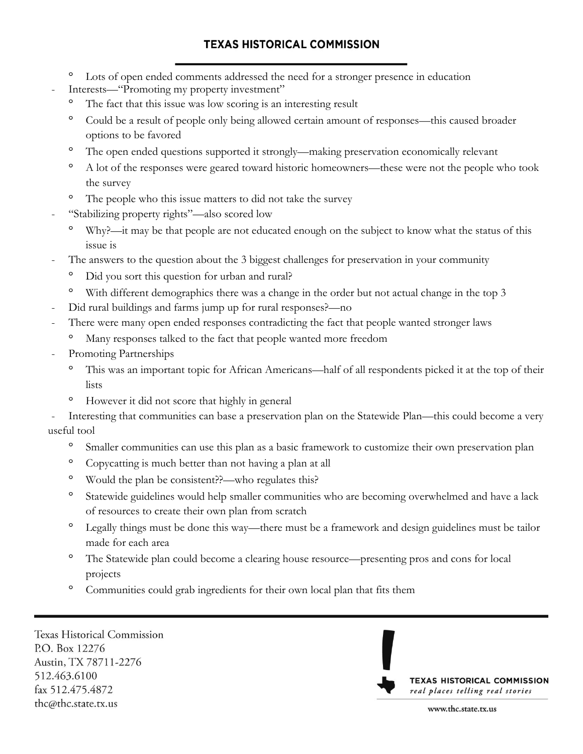- Lots of open ended comments addressed the need for a stronger presence in education

- Interests—"Promoting my property investment"
  - The fact that this issue was low scoring is an interesting result
  - Could be a result of people only being allowed certain amount of responses—this caused broader options to be favored
  - The open ended questions supported it strongly—making preservation economically relevant
  - A lot of the responses were geared toward historic homeowners—these were not the people who took the survey
  - The people who this issue matters to did not take the survey
- "Stabilizing property rights"—also scored low
  - Why?—it may be that people are not educated enough on the subject to know what the status of this issue is
- The answers to the question about the 3 biggest challenges for preservation in your community
  - Did you sort this question for urban and rural?
  - With different demographics there was a change in the order but not actual change in the top 3
- Did rural buildings and farms jump up for rural responses?—no
- There were many open ended responses contradicting the fact that people wanted stronger laws
  - Many responses talked to the fact that people wanted more freedom
- Promoting Partnerships
  - This was an important topic for African Americans—half of all respondents picked it at the top of their lists
  - However it did not score that highly in general
- Interesting that communities can base a preservation plan on the Statewide Plan—this could become a very useful tool
  - Smaller communities can use this plan as a basic framework to customize their own preservation plan
  - Copycatting is much better than not having a plan at all
  - Would the plan be consistent??—who regulates this?
  - Statewide guidelines would help smaller communities who are becoming overwhelmed and have a lack of resources to create their own plan from scratch
  - Legally things must be done this way—there must be a framework and design guidelines must be tailor made for each area
  - The Statewide plan could become a clearing house resource—presenting pros and cons for local projects
  - Communities could grab ingredients for their own local plan that fits them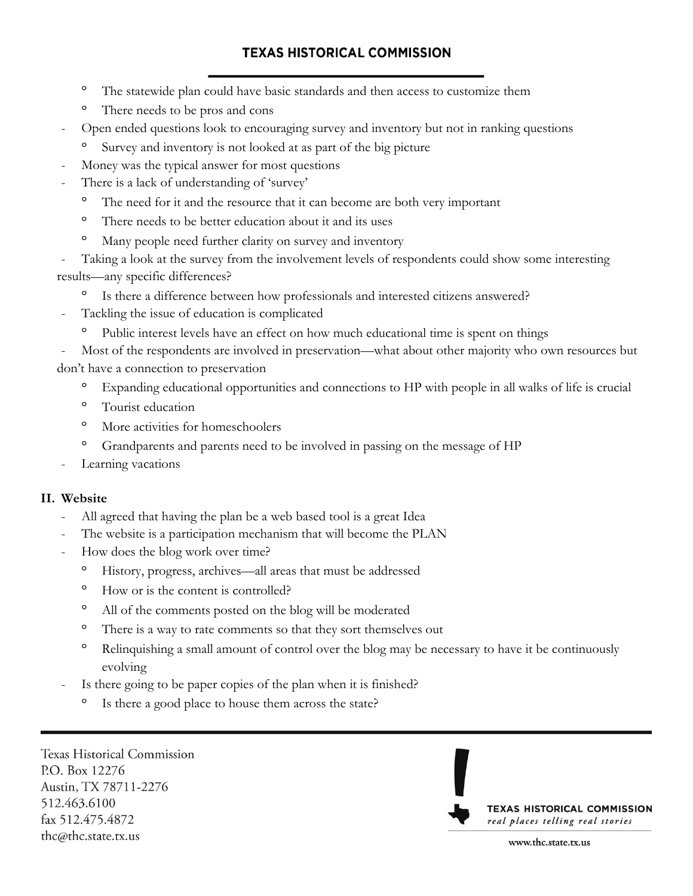- The statewide plan could have basic standards and then access to customize them
  - There needs to be pros and cons
- Open ended questions look to encouraging survey and inventory but not in ranking questions
  - Survey and inventory is not looked at as part of the big picture
- Money was the typical answer for most questions
- There is a lack of understanding of 'survey'
  - The need for it and the resource that it can become are both very important
  - There needs to be better education about it and its uses
  - Many people need further clarity on survey and inventory
- Taking a look at the survey from the involvement levels of respondents could show some interesting results—any specific differences?
  - Is there a difference between how professionals and interested citizens answered?
- Tackling the issue of education is complicated
  - Public interest levels have an effect on how much educational time is spent on things
- Most of the respondents are involved in preservation—what about other majority who own resources but don't have a connection to preservation
  - Expanding educational opportunities and connections to HP with people in all walks of life is crucial
  - Tourist education
  - More activities for homeschoolers
  - Grandparents and parents need to be involved in passing on the message of HP
- Learning vacations

## II. Website

- All agreed that having the plan be a web based tool is a great Idea
- The website is a participation mechanism that will become the PLAN
- How does the blog work over time?
  - History, progress, archives—all areas that must be addressed
  - How or is the content is controlled?
  - All of the comments posted on the blog will be moderated
  - There is a way to rate comments so that they sort themselves out
  - Relinquishing a small amount of control over the blog may be necessary to have it be continuously evolving
- Is there going to be paper copies of the plan when it is finished?
  - Is there a good place to house them across the state?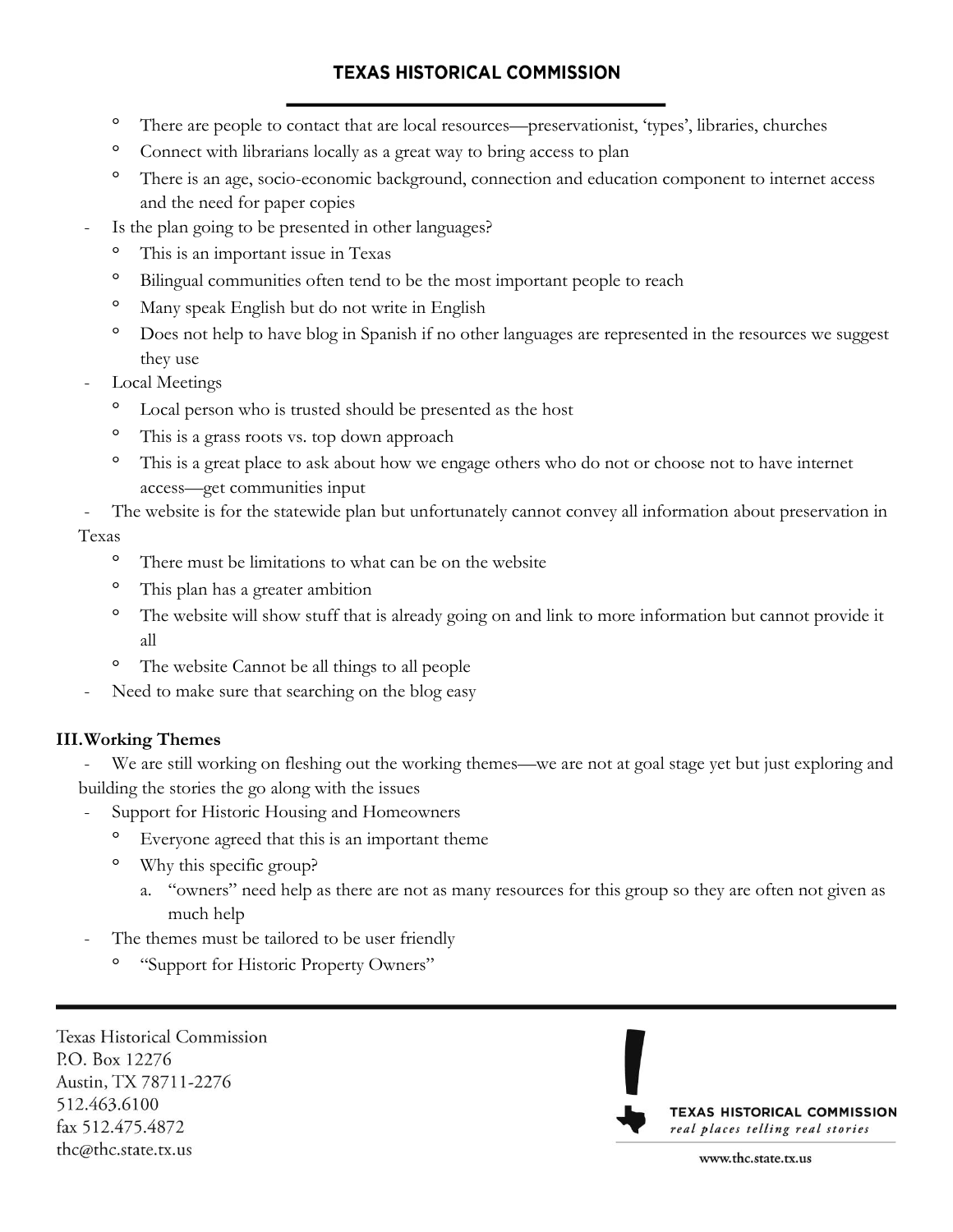- There are people to contact that are local resources—preservationist, 'types', libraries, churches
  - Connect with librarians locally as a great way to bring access to plan
  - There is an age, socio-economic background, connection and education component to internet access and the need for paper copies
- Is the plan going to be presented in other languages?
  - This is an important issue in Texas
  - Bilingual communities often tend to be the most important people to reach
  - Many speak English but do not write in English
  - Does not help to have blog in Spanish if no other languages are represented in the resources we suggest they use
- Local Meetings
  - Local person who is trusted should be presented as the host
  - This is a grass roots vs. top down approach
  - This is a great place to ask about how we engage others who do not or choose not to have internet access—get communities input
- The website is for the statewide plan but unfortunately cannot convey all information about preservation in Texas
  - There must be limitations to what can be on the website
  - This plan has a greater ambition
  - The website will show stuff that is already going on and link to more information but cannot provide it all
  - The website Cannot be all things to all people
- Need to make sure that searching on the blog easy

**III. Working Themes**

- We are still working on fleshing out the working themes—we are not at goal stage yet but just exploring and building the stories the go along with the issues
- Support for Historic Housing and Homeowners
  - Everyone agreed that this is an important theme
  - Why this specific group?
    a. "owners" need help as there are not as many resources for this group so they are often not given as much help
- The themes must be tailored to be user friendly
  - "Support for Historic Property Owners"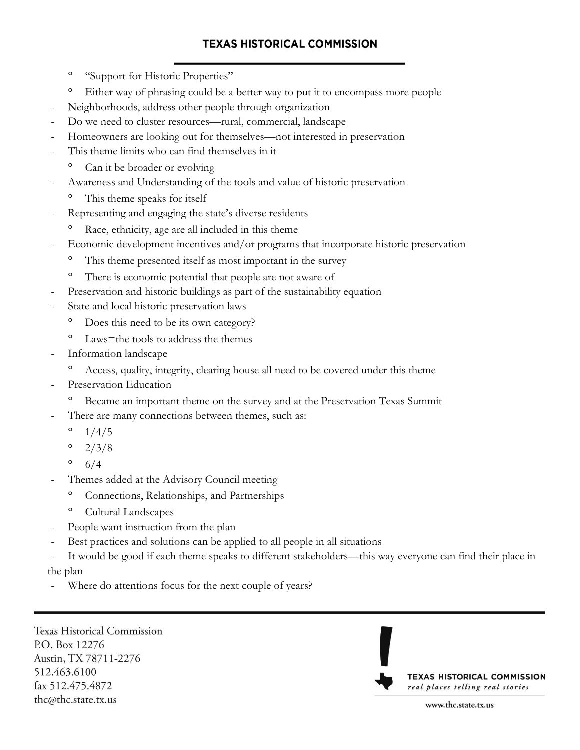- "Support for Historic Properties"
  - Either way of phrasing could be a better way to put it to encompass more people
- Neighborhoods, address other people through organization
- Do we need to cluster resources—rural, commercial, landscape
- Homeowners are looking out for themselves—not interested in preservation
- This theme limits who can find themselves in it
  - Can it be broader or evolving
- Awareness and Understanding of the tools and value of historic preservation
  - This theme speaks for itself
- Representing and engaging the state's diverse residents
  - Race, ethnicity, age are all included in this theme
- Economic development incentives and/or programs that incorporate historic preservation
  - This theme presented itself as most important in the survey
  - There is economic potential that people are not aware of
- Preservation and historic buildings as part of the sustainability equation
- State and local historic preservation laws
  - Does this need to be its own category?
  - Laws=the tools to address the themes
- Information landscape
  - Access, quality, integrity, clearing house all need to be covered under this theme
- Preservation Education
  - Became an important theme on the survey and at the Preservation Texas Summit
- There are many connections between themes, such as:
  - 1/4/5
  - 2/3/8
  - 6/4
- Themes added at the Advisory Council meeting
  - Connections, Relationships, and Partnerships
  - Cultural Landscapes
- People want instruction from the plan
- Best practices and solutions can be applied to all people in all situations
- It would be good if each theme speaks to different stakeholders—this way everyone can find their place in the plan
- Where do attentions focus for the next couple of years?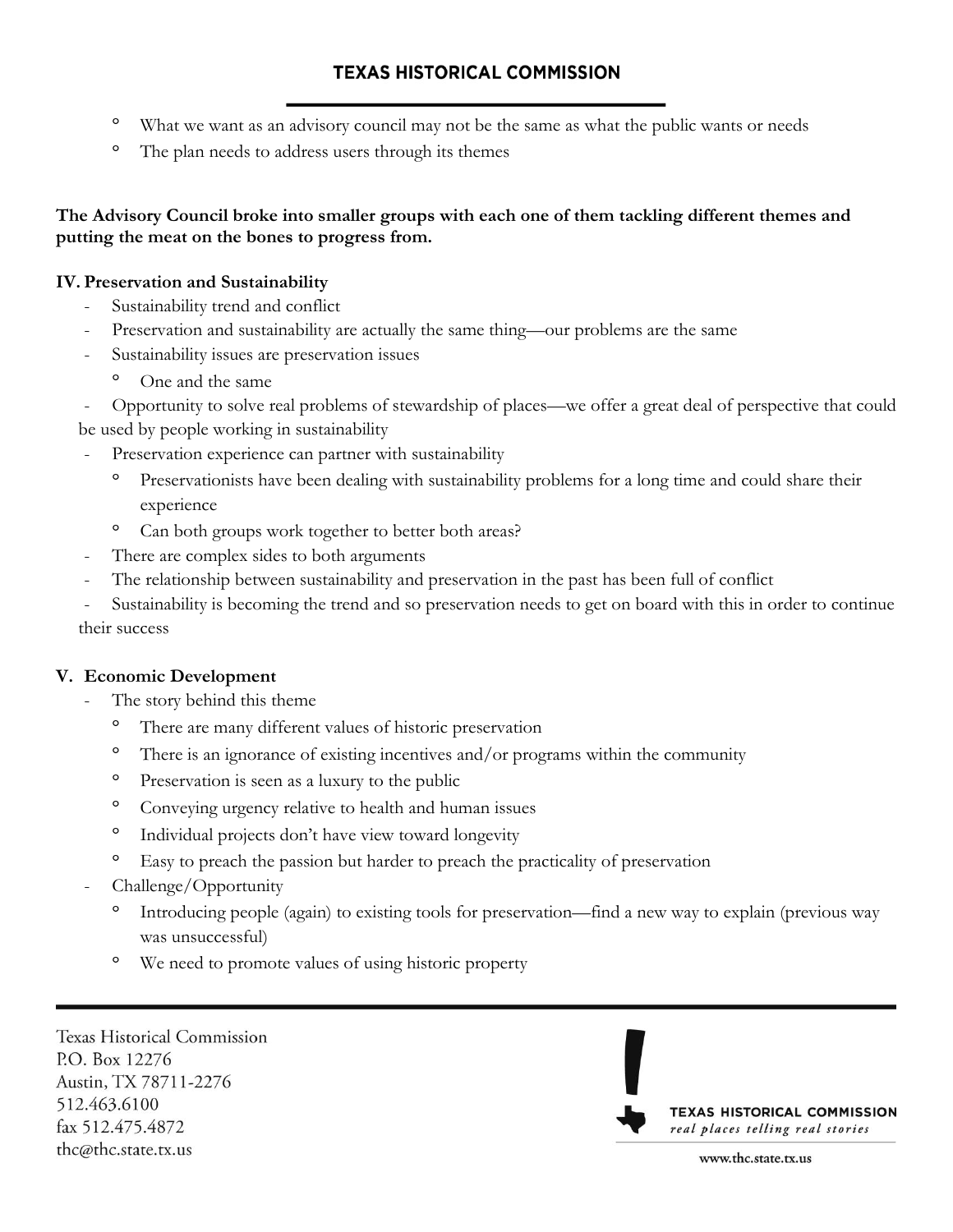- What we want as an advisory council may not be the same as what the public wants or needs
- The plan needs to address users through its themes

**The Advisory Council broke into smaller groups with each one of them tackling different themes and putting the meat on the bones to progress from.**

## IV. Preservation and Sustainability

- Sustainability trend and conflict
- Preservation and sustainability are actually the same thing—our problems are the same
- Sustainability issues are preservation issues
  - One and the same
- Opportunity to solve real problems of stewardship of places—we offer a great deal of perspective that could be used by people working in sustainability
- Preservation experience can partner with sustainability
  - Preservationists have been dealing with sustainability problems for a long time and could share their experience
  - Can both groups work together to better both areas?
- There are complex sides to both arguments
- The relationship between sustainability and preservation in the past has been full of conflict
- Sustainability is becoming the trend and so preservation needs to get on board with this in order to continue their success

## V. Economic Development

- The story behind this theme
  - There are many different values of historic preservation
  - There is an ignorance of existing incentives and/or programs within the community
  - Preservation is seen as a luxury to the public
  - Conveying urgency relative to health and human issues
  - Individual projects don't have view toward longevity
  - Easy to preach the passion but harder to preach the practicality of preservation
- Challenge/Opportunity
  - Introducing people (again) to existing tools for preservation—find a new way to explain (previous way was unsuccessful)
  - We need to promote values of using historic property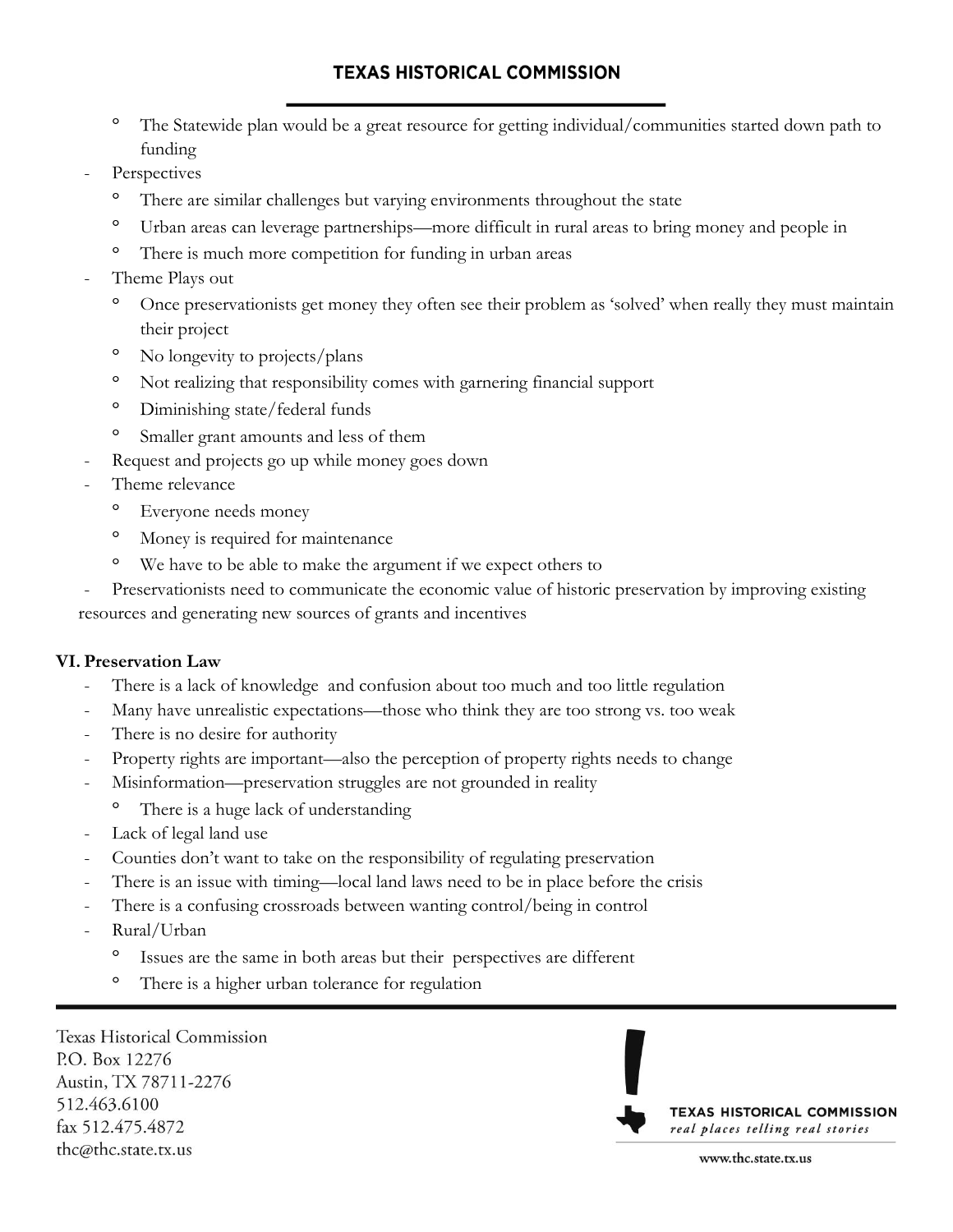- The Statewide plan would be a great resource for getting individual/communities started down path to funding
- Perspectives
  - There are similar challenges but varying environments throughout the state
  - Urban areas can leverage partnerships—more difficult in rural areas to bring money and people in
  - There is much more competition for funding in urban areas
- Theme Plays out
  - Once preservationists get money they often see their problem as 'solved' when really they must maintain their project
  - No longevity to projects/plans
  - Not realizing that responsibility comes with garnering financial support
  - Diminishing state/federal funds
  - Smaller grant amounts and less of them
- Request and projects go up while money goes down
- Theme relevance
  - Everyone needs money
  - Money is required for maintenance
  - We have to be able to make the argument if we expect others to
- Preservationists need to communicate the economic value of historic preservation by improving existing resources and generating new sources of grants and incentives

**VI. Preservation Law**

- There is a lack of knowledge and confusion about too much and too little regulation
- Many have unrealistic expectations—those who think they are too strong vs. too weak
- There is no desire for authority
- Property rights are important—also the perception of property rights needs to change
- Misinformation—preservation struggles are not grounded in reality
  - There is a huge lack of understanding
- Lack of legal land use
- Counties don't want to take on the responsibility of regulating preservation
- There is an issue with timing—local land laws need to be in place before the crisis
- There is a confusing crossroads between wanting control/being in control
- Rural/Urban
  - Issues are the same in both areas but their perspectives are different
  - There is a higher urban tolerance for regulation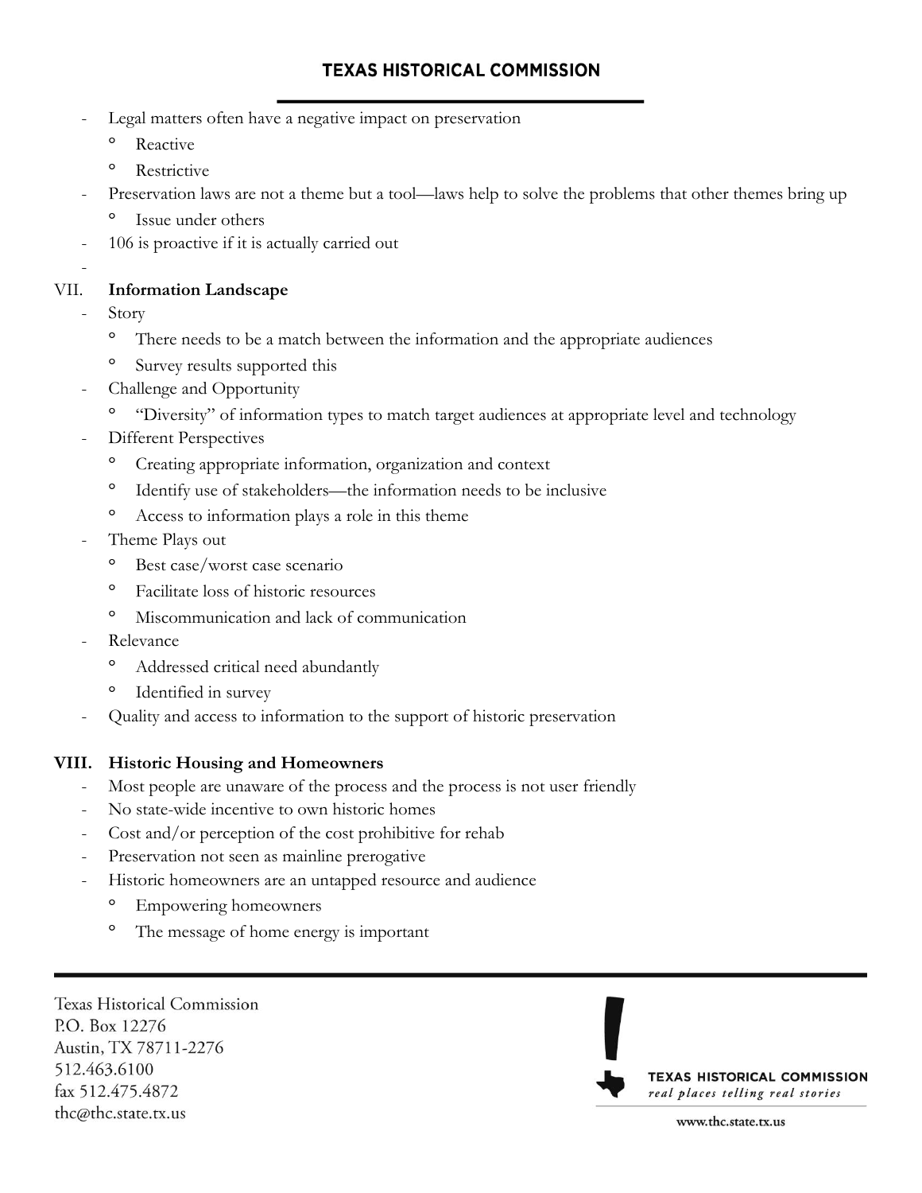- Legal matters often have a negative impact on preservation
    - Reactive
    - Restrictive
- Preservation laws are not a theme but a tool—laws help to solve the problems that other themes bring up
    - Issue under others
- 106 is proactive if it is actually carried out
-

## VII. **Information Landscape**

- Story
    - There needs to be a match between the information and the appropriate audiences
    - Survey results supported this
- Challenge and Opportunity
    - "Diversity" of information types to match target audiences at appropriate level and technology
- Different Perspectives
    - Creating appropriate information, organization and context
    - Identify use of stakeholders—the information needs to be inclusive
    - Access to information plays a role in this theme
- Theme Plays out
    - Best case/worst case scenario
    - Facilitate loss of historic resources
    - Miscommunication and lack of communication
- Relevance
    - Addressed critical need abundantly
    - Identified in survey
- Quality and access to information to the support of historic preservation

## VIII. **Historic Housing and Homeowners**

- Most people are unaware of the process and the process is not user friendly
- No state-wide incentive to own historic homes
- Cost and/or perception of the cost prohibitive for rehab
- Preservation not seen as mainline prerogative
- Historic homeowners are an untapped resource and audience
    - Empowering homeowners
    - The message of home energy is important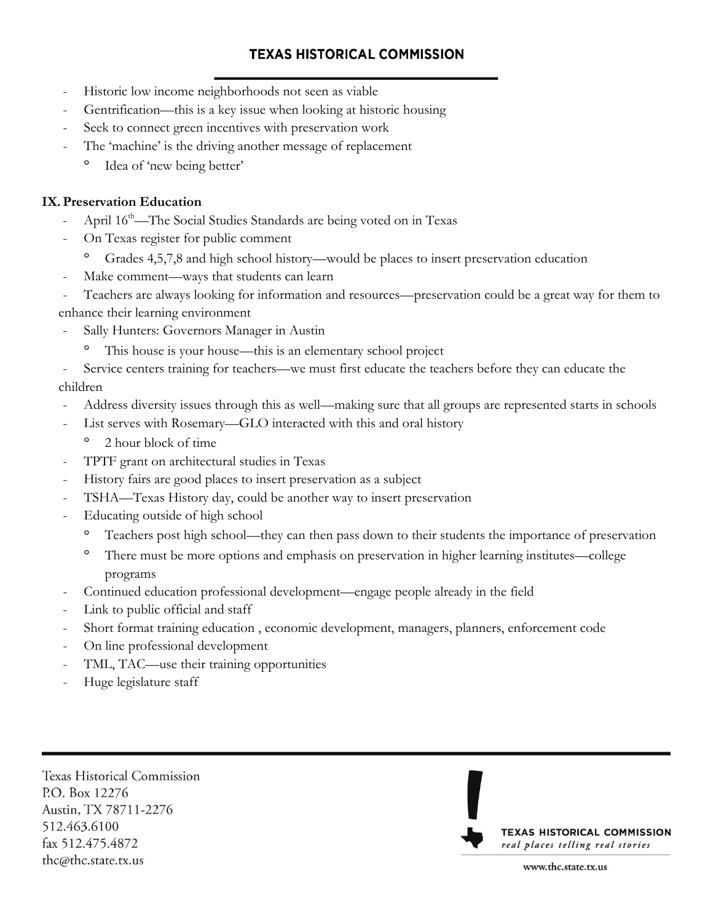- Historic low income neighborhoods not seen as viable
- Gentrification—this is a key issue when looking at historic housing
- Seek to connect green incentives with preservation work
- The 'machine' is the driving another message of replacement
  - Idea of 'new being better'

## IX. Preservation Education

- April 16th—The Social Studies Standards are being voted on in Texas
- On Texas register for public comment
  - Grades 4,5,7,8 and high school history—would be places to insert preservation education
- Make comment—ways that students can learn
- Teachers are always looking for information and resources—preservation could be a great way for them to enhance their learning environment
- Sally Hunters: Governors Manager in Austin
  - This house is your house—this is an elementary school project
- Service centers training for teachers—we must first educate the teachers before they can educate the children
- Address diversity issues through this as well—making sure that all groups are represented starts in schools
- List serves with Rosemary—GLO interacted with this and oral history
  - 2 hour block of time
- TPTF grant on architectural studies in Texas
- History fairs are good places to insert preservation as a subject
- TSHA—Texas History day, could be another way to insert preservation
- Educating outside of high school
  - Teachers post high school—they can then pass down to their students the importance of preservation
  - There must be more options and emphasis on preservation in higher learning institutes—college programs
- Continued education professional development—engage people already in the field
- Link to public official and staff
- Short format training education , economic development, managers, planners, enforcement code
- On line professional development
- TML, TAC—use their training opportunities
- Huge legislature staff